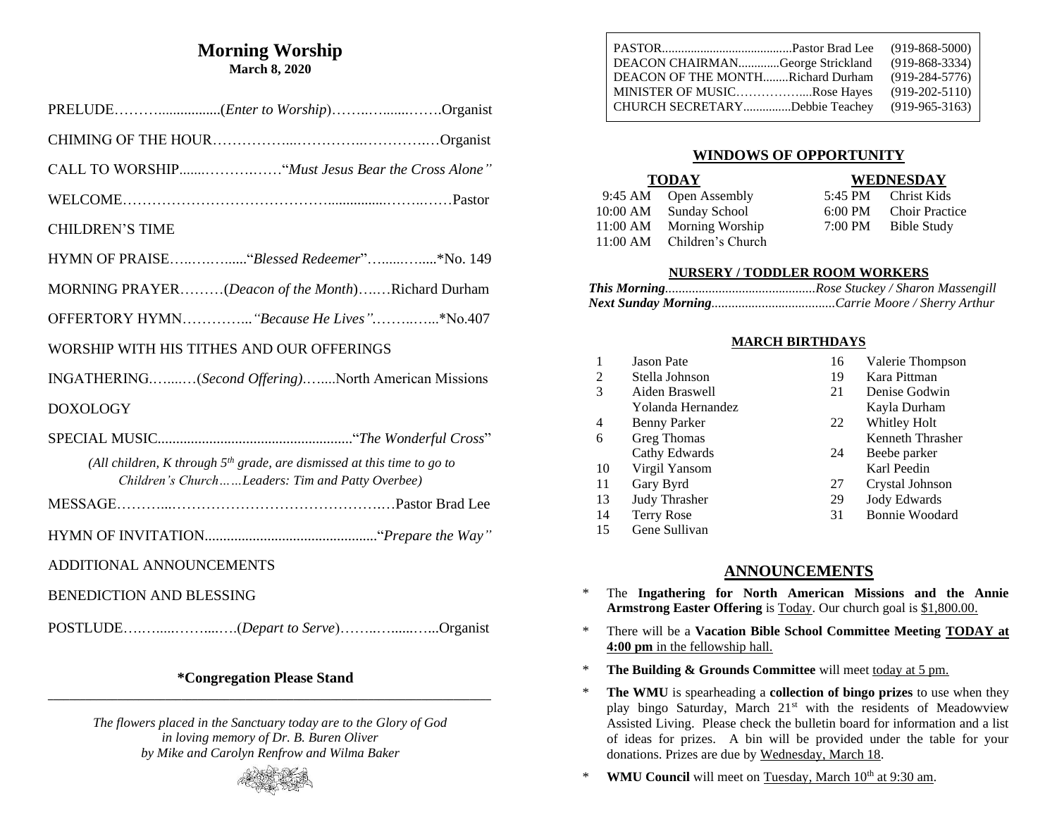# Morning Worship

**March 8, 2020**

PRELUDE……….................(*Enter to Worship*)……..…......…….Organist

CHIMING OF THE HOUR……………...…………..…………..…Organist

CALL TO WORSHIP.......……….……"*Must Jesus Bear the Cross Alone"*

WELCOME…………………………………..............………..……Pastor

CHILDREN'S TIME

HYMN OF PRAISE…..……........"*Blessed Redeemer*"…......…......*No. 149

MORNING PRAYER………(*Deacon of the Month*)…..…Richard Durham

OFFERTORY HYMN…………..*"Because He Lives"*.……..…...*No.407

WORSHIP WITH HIS TITHES AND OUR OFFERINGS

INGATHERING.…....…(*Second Offering)*.…....North American Missions

DOXOLOGY

SPECIAL MUSIC....................................................."*The Wonderful Cross*"

*(All children, K through 5th grade, are dismissed at this time to go to Children's Church……Leaders: Tim and Patty Overbee)*

MESSAGE………...………………………………………Pastor Brad Lee

HYMN OF INVITATION..............................................."*Prepare the Way"*

ADDITIONAL ANNOUNCEMENTS

BENEDICTION AND BLESSING

POSTLUDE….…......……....….(*Depart to Serve*)……..…......…..Organist

**\*Congregation Please Stand**

---

*The flowers placed in the Sanctuary today are to the Glory of God in loving memory of Dr. B. Buren Oliver by Mike and Carolyn Renfrow and Wilma Baker*

---

| | | |
|---|---|---|
| PASTOR | Pastor Brad Lee | (919-868-5000) |
| DEACON CHAIRMAN | George Strickland | (919-868-3334) |
| DEACON OF THE MONTH | Richard Durham | (919-284-5776) |
| MINISTER OF MUSIC | Rose Hayes | (919-202-5110) |
| CHURCH SECRETARY | Debbie Teachey | (919-965-3163) |

## WINDOWS OF OPPORTUNITY

| TODAY | | WEDNESDAY | |
|---|---|---|---|
| 9:45 AM | Open Assembly | 5:45 PM | Christ Kids |
| 10:00 AM | Sunday School | 6:00 PM | Choir Practice |
| 11:00 AM | Morning Worship | 7:00 PM | Bible Study |
| 11:00 AM | Children's Church | | |

### NURSERY / TODDLER ROOM WORKERS

***This Morning***............................................*Rose Stuckey / Sharon Massengill*
***Next Sunday Morning***.....................................*Carrie Moore / Sherry Arthur*

### MARCH BIRTHDAYS

| | | | |
|---|---|---|---|
| 1 | Jason Pate | 16 | Valerie Thompson |
| 2 | Stella Johnson | 19 | Kara Pittman |
| 3 | Aiden Braswell | 21 | Denise Godwin |
| | Yolanda Hernandez | | Kayla Durham |
| 4 | Benny Parker | 22 | Whitley Holt |
| 6 | Greg Thomas | | Kenneth Thrasher |
| | Cathy Edwards | 24 | Beebe parker |
| 10 | Virgil Yansom | | Karl Peedin |
| 11 | Gary Byrd | 27 | Crystal Johnson |
| 13 | Judy Thrasher | 29 | Jody Edwards |
| 14 | Terry Rose | 31 | Bonnie Woodard |
| 15 | Gene Sullivan | | |

## ANNOUNCEMENTS

\* The **Ingathering for North American Missions and the Annie Armstrong Easter Offering** is Today. Our church goal is $1,800.00.

\* There will be a **Vacation Bible School Committee Meeting TODAY at 4:00 pm** in the fellowship hall.

\* **The Building & Grounds Committee** will meet today at 5 pm.

\* **The WMU** is spearheading a **collection of bingo prizes** to use when they play bingo Saturday, March 21st with the residents of Meadowview Assisted Living. Please check the bulletin board for information and a list of ideas for prizes. A bin will be provided under the table for your donations. Prizes are due by Wednesday, March 18.

\* **WMU Council** will meet on Tuesday, March 10th at 9:30 am.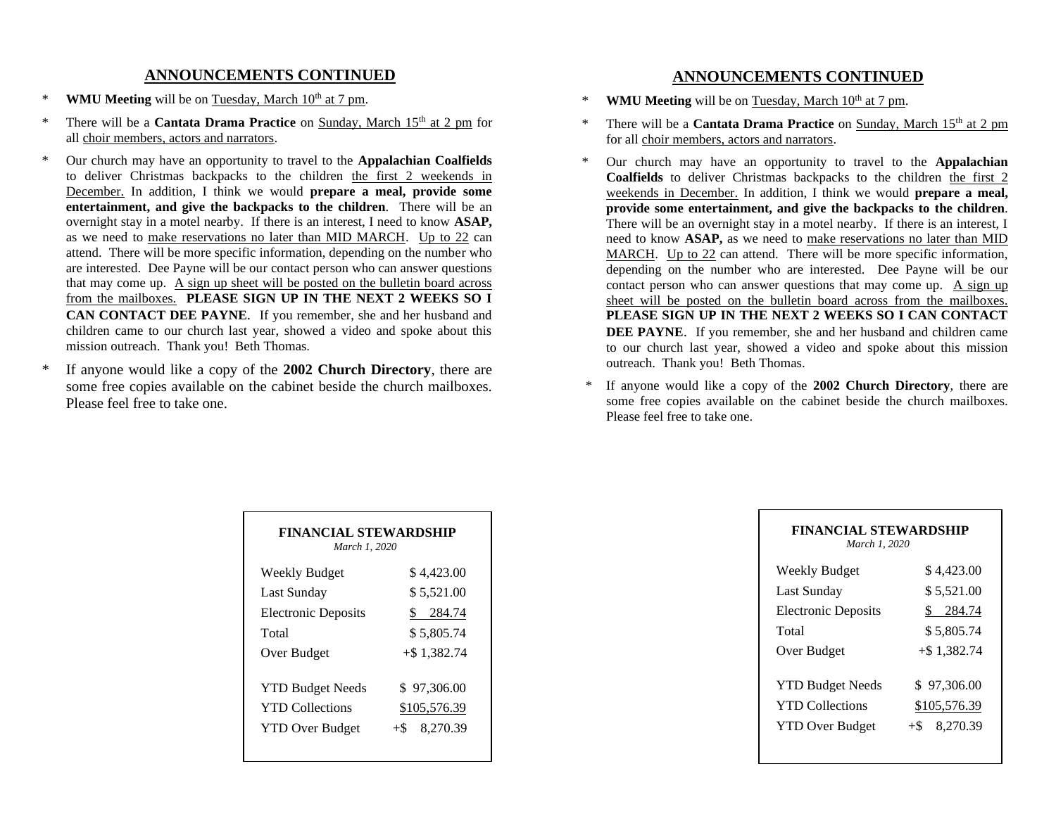## ANNOUNCEMENTS CONTINUED

- **WMU Meeting** will be on Tuesday, March 10th at 7 pm.
- There will be a **Cantata Drama Practice** on Sunday, March 15th at 2 pm for all choir members, actors and narrators.
- Our church may have an opportunity to travel to the **Appalachian Coalfields** to deliver Christmas backpacks to the children the first 2 weekends in December. In addition, I think we would **prepare a meal, provide some entertainment, and give the backpacks to the children**. There will be an overnight stay in a motel nearby. If there is an interest, I need to know **ASAP,** as we need to make reservations no later than MID MARCH. Up to 22 can attend. There will be more specific information, depending on the number who are interested. Dee Payne will be our contact person who can answer questions that may come up. A sign up sheet will be posted on the bulletin board across from the mailboxes. **PLEASE SIGN UP IN THE NEXT 2 WEEKS SO I CAN CONTACT DEE PAYNE**. If you remember, she and her husband and children came to our church last year, showed a video and spoke about this mission outreach. Thank you! Beth Thomas.
- If anyone would like a copy of the **2002 Church Directory**, there are some free copies available on the cabinet beside the church mailboxes. Please feel free to take one.

**FINANCIAL STEWARDSHIP**
*March 1, 2020*

| | |
|---|---|
| Weekly Budget | $ 4,423.00 |
| Last Sunday | $ 5,521.00 |
| Electronic Deposits | $ 284.74 |
| Total | $ 5,805.74 |
| Over Budget | +$ 1,382.74 |
| YTD Budget Needs | $ 97,306.00 |
| YTD Collections | $105,576.39 |
| YTD Over Budget | +$ 8,270.39 |

## ANNOUNCEMENTS CONTINUED

- **WMU Meeting** will be on Tuesday, March 10th at 7 pm.
- There will be a **Cantata Drama Practice** on Sunday, March 15th at 2 pm for all choir members, actors and narrators.
- Our church may have an opportunity to travel to the **Appalachian Coalfields** to deliver Christmas backpacks to the children the first 2 weekends in December. In addition, I think we would **prepare a meal, provide some entertainment, and give the backpacks to the children**. There will be an overnight stay in a motel nearby. If there is an interest, I need to know **ASAP,** as we need to make reservations no later than MID MARCH. Up to 22 can attend. There will be more specific information, depending on the number who are interested. Dee Payne will be our contact person who can answer questions that may come up. A sign up sheet will be posted on the bulletin board across from the mailboxes. **PLEASE SIGN UP IN THE NEXT 2 WEEKS SO I CAN CONTACT DEE PAYNE**. If you remember, she and her husband and children came to our church last year, showed a video and spoke about this mission outreach. Thank you! Beth Thomas.
- If anyone would like a copy of the **2002 Church Directory**, there are some free copies available on the cabinet beside the church mailboxes. Please feel free to take one.

**FINANCIAL STEWARDSHIP**
*March 1, 2020*

| | |
|---|---|
| Weekly Budget | $ 4,423.00 |
| Last Sunday | $ 5,521.00 |
| Electronic Deposits | $ 284.74 |
| Total | $ 5,805.74 |
| Over Budget | +$ 1,382.74 |
| YTD Budget Needs | $ 97,306.00 |
| YTD Collections | $105,576.39 |
| YTD Over Budget | +$ 8,270.39 |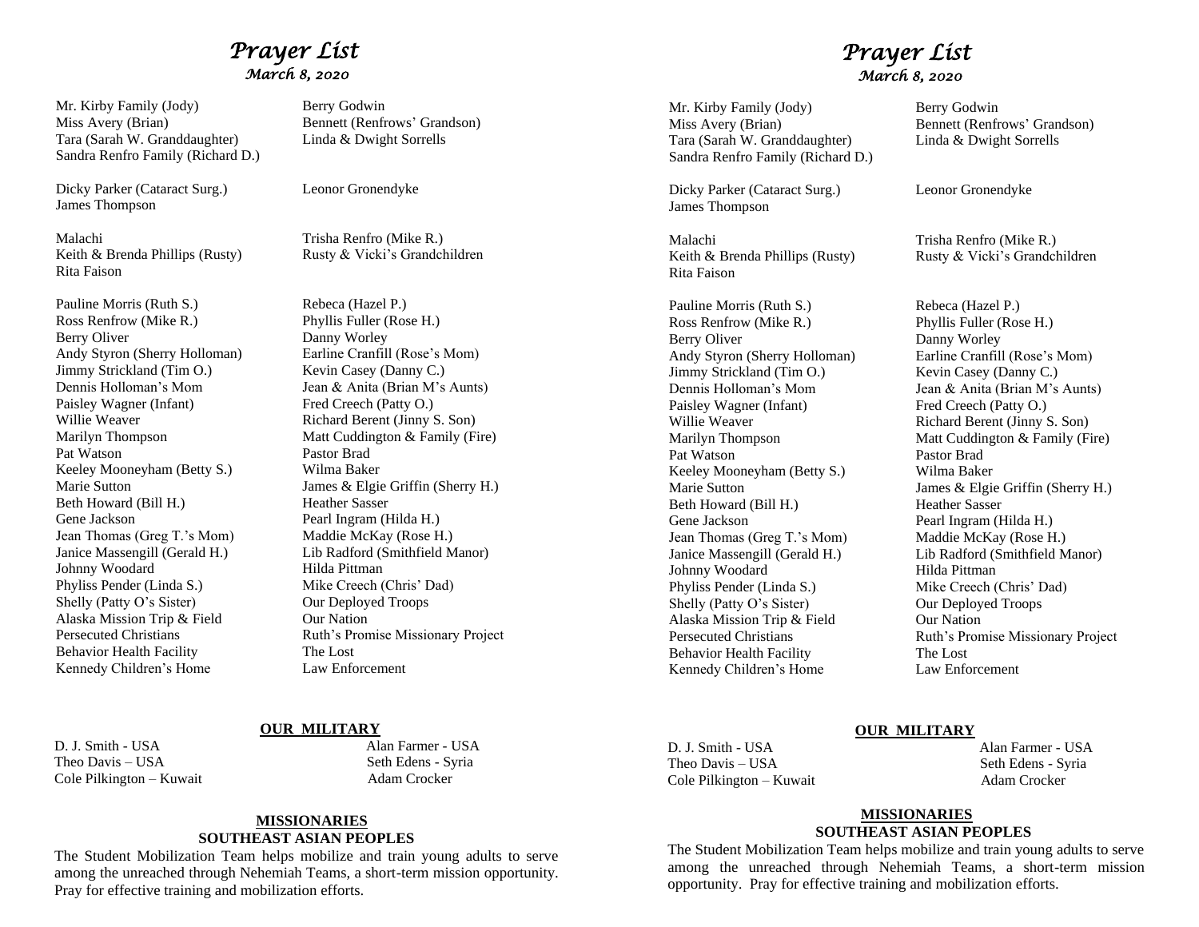# *Prayer List*

*March 8, 2020*

Mr. Kirby Family (Jody)
Miss Avery (Brian)
Tara (Sarah W. Granddaughter)
Sandra Renfro Family (Richard D.)
Berry Godwin
Bennett (Renfrows' Grandson)
Linda & Dwight Sorrells

Dicky Parker (Cataract Surg.)
James Thompson
Leonor Gronendyke

Malachi
Keith & Brenda Phillips (Rusty)
Rita Faison
Trisha Renfro (Mike R.)
Rusty & Vicki's Grandchildren

Pauline Morris (Ruth S.)
Ross Renfrow (Mike R.)
Berry Oliver
Andy Styron (Sherry Holloman)
Jimmy Strickland (Tim O.)
Dennis Holloman's Mom
Paisley Wagner (Infant)
Willie Weaver
Marilyn Thompson
Pat Watson
Keeley Mooneyham (Betty S.)
Marie Sutton
Beth Howard (Bill H.)
Gene Jackson
Jean Thomas (Greg T.'s Mom)
Janice Massengill (Gerald H.)
Johnny Woodard
Phyliss Pender (Linda S.)
Shelly (Patty O's Sister)
Alaska Mission Trip & Field
Persecuted Christians
Behavior Health Facility
Kennedy Children's Home
Rebeca (Hazel P.)
Phyllis Fuller (Rose H.)
Danny Worley
Earline Cranfill (Rose's Mom)
Kevin Casey (Danny C.)
Jean & Anita (Brian M's Aunts)
Fred Creech (Patty O.)
Richard Berent (Jinny S. Son)
Matt Cuddington & Family (Fire)
Pastor Brad
Wilma Baker
James & Elgie Griffin (Sherry H.)
Heather Sasser
Pearl Ingram (Hilda H.)
Maddie McKay (Rose H.)
Lib Radford (Smithfield Manor)
Hilda Pittman
Mike Creech (Chris' Dad)
Our Deployed Troops
Our Nation
Ruth's Promise Missionary Project
The Lost
Law Enforcement

**OUR MILITARY**

D. J. Smith - USA
Theo Davis – USA
Cole Pilkington – Kuwait
Alan Farmer - USA
Seth Edens - Syria
Adam Crocker

**MISSIONARIES**
**SOUTHEAST ASIAN PEOPLES**

The Student Mobilization Team helps mobilize and train young adults to serve among the unreached through Nehemiah Teams, a short-term mission opportunity. Pray for effective training and mobilization efforts.

# *Prayer List*

*March 8, 2020*

Mr. Kirby Family (Jody)
Miss Avery (Brian)
Tara (Sarah W. Granddaughter)
Sandra Renfro Family (Richard D.)
Berry Godwin
Bennett (Renfrows' Grandson)
Linda & Dwight Sorrells

Dicky Parker (Cataract Surg.)
James Thompson
Leonor Gronendyke

Malachi
Keith & Brenda Phillips (Rusty)
Rita Faison
Trisha Renfro (Mike R.)
Rusty & Vicki's Grandchildren

Pauline Morris (Ruth S.)
Ross Renfrow (Mike R.)
Berry Oliver
Andy Styron (Sherry Holloman)
Jimmy Strickland (Tim O.)
Dennis Holloman's Mom
Paisley Wagner (Infant)
Willie Weaver
Marilyn Thompson
Pat Watson
Keeley Mooneyham (Betty S.)
Marie Sutton
Beth Howard (Bill H.)
Gene Jackson
Jean Thomas (Greg T.'s Mom)
Janice Massengill (Gerald H.)
Johnny Woodard
Phyliss Pender (Linda S.)
Shelly (Patty O's Sister)
Alaska Mission Trip & Field
Persecuted Christians
Behavior Health Facility
Kennedy Children's Home
Rebeca (Hazel P.)
Phyllis Fuller (Rose H.)
Danny Worley
Earline Cranfill (Rose's Mom)
Kevin Casey (Danny C.)
Jean & Anita (Brian M's Aunts)
Fred Creech (Patty O.)
Richard Berent (Jinny S. Son)
Matt Cuddington & Family (Fire)
Pastor Brad
Wilma Baker
James & Elgie Griffin (Sherry H.)
Heather Sasser
Pearl Ingram (Hilda H.)
Maddie McKay (Rose H.)
Lib Radford (Smithfield Manor)
Hilda Pittman
Mike Creech (Chris' Dad)
Our Deployed Troops
Our Nation
Ruth's Promise Missionary Project
The Lost
Law Enforcement

**OUR MILITARY**

D. J. Smith - USA
Theo Davis – USA
Cole Pilkington – Kuwait
Alan Farmer - USA
Seth Edens - Syria
Adam Crocker

**MISSIONARIES**
**SOUTHEAST ASIAN PEOPLES**

The Student Mobilization Team helps mobilize and train young adults to serve among the unreached through Nehemiah Teams, a short-term mission opportunity. Pray for effective training and mobilization efforts.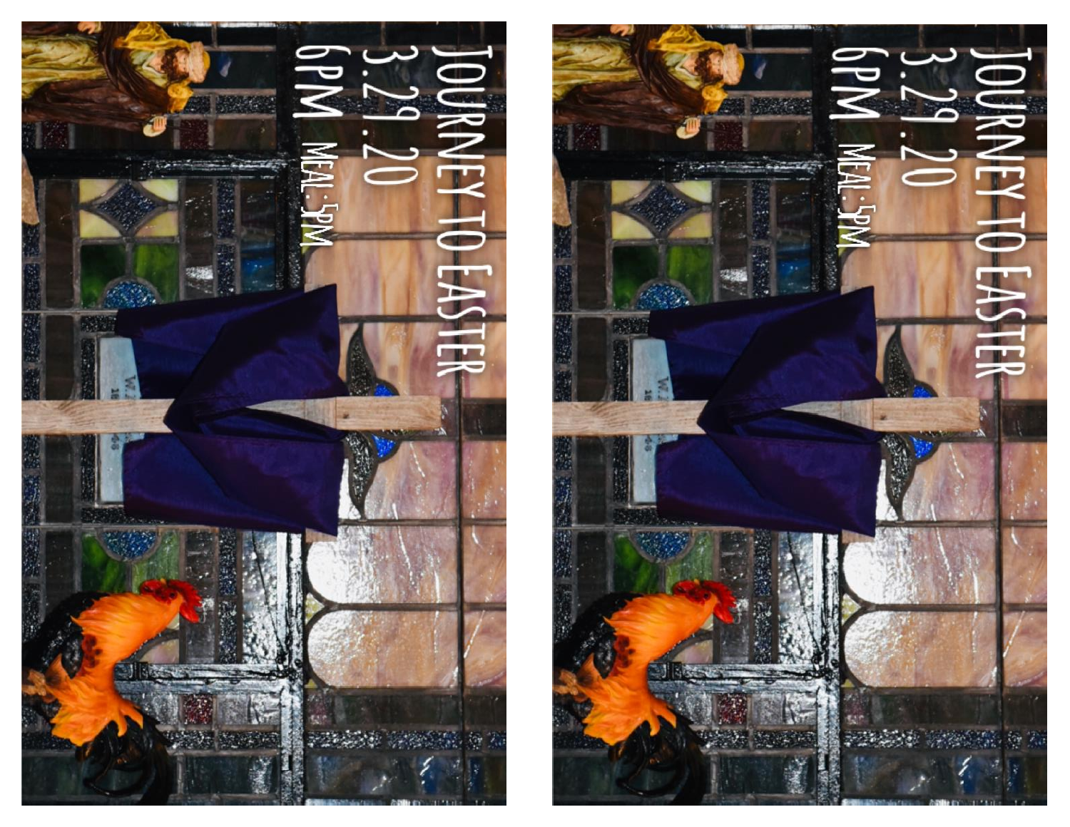# JOURNEY TO EASTER

3.29.20

6PM

MEAL: 5PM

# JOURNEY TO EASTER

3.29.20

6PM

MEAL: 5PM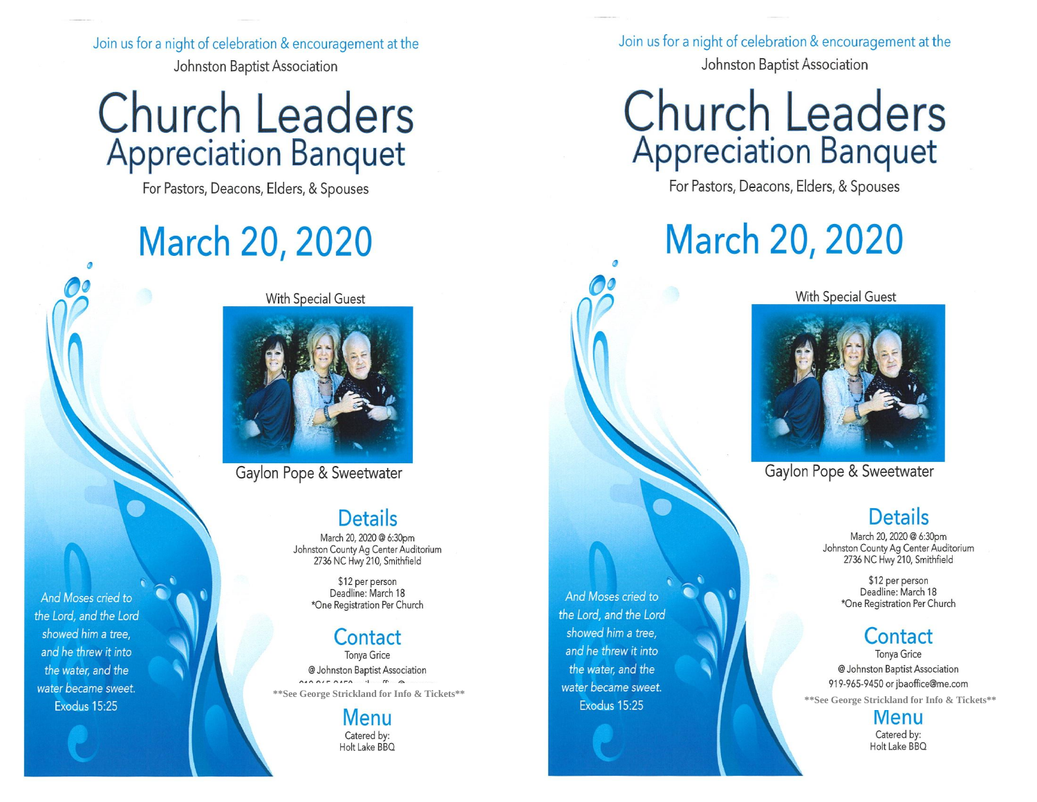Join us for a night of celebration & encouragement at the

Johnston Baptist Association

# Church Leaders
## Appreciation Banquet

For Pastors, Deacons, Elders, & Spouses

# March 20, 2020

With Special Guest

Gaylon Pope & Sweetwater

*And Moses cried to the Lord, and the Lord showed him a tree, and he threw it into the water, and the water became sweet.*
Exodus 15:25

## Details

March 20, 2020 @ 6:30pm
Johnston County Ag Center Auditorium
2736 NC Hwy 210, Smithfield

$12 per person
Deadline: March 18
*One Registration Per Church

## Contact

Tonya Grice
@ Johnston Baptist Association
919-965-9450 or jbaoffice@me.com

**See George Strickland for Info & Tickets**

## Menu

Catered by:
Holt Lake BBQ

---

Join us for a night of celebration & encouragement at the

Johnston Baptist Association

# Church Leaders
## Appreciation Banquet

For Pastors, Deacons, Elders, & Spouses

# March 20, 2020

With Special Guest

Gaylon Pope & Sweetwater

*And Moses cried to the Lord, and the Lord showed him a tree, and he threw it into the water, and the water became sweet.*
Exodus 15:25

## Details

March 20, 2020 @ 6:30pm
Johnston County Ag Center Auditorium
2736 NC Hwy 210, Smithfield

$12 per person
Deadline: March 18
*One Registration Per Church

## Contact

Tonya Grice
@ Johnston Baptist Association
919-965-9450 or jbaoffice@me.com

**See George Strickland for Info & Tickets**

## Menu

Catered by:
Holt Lake BBQ